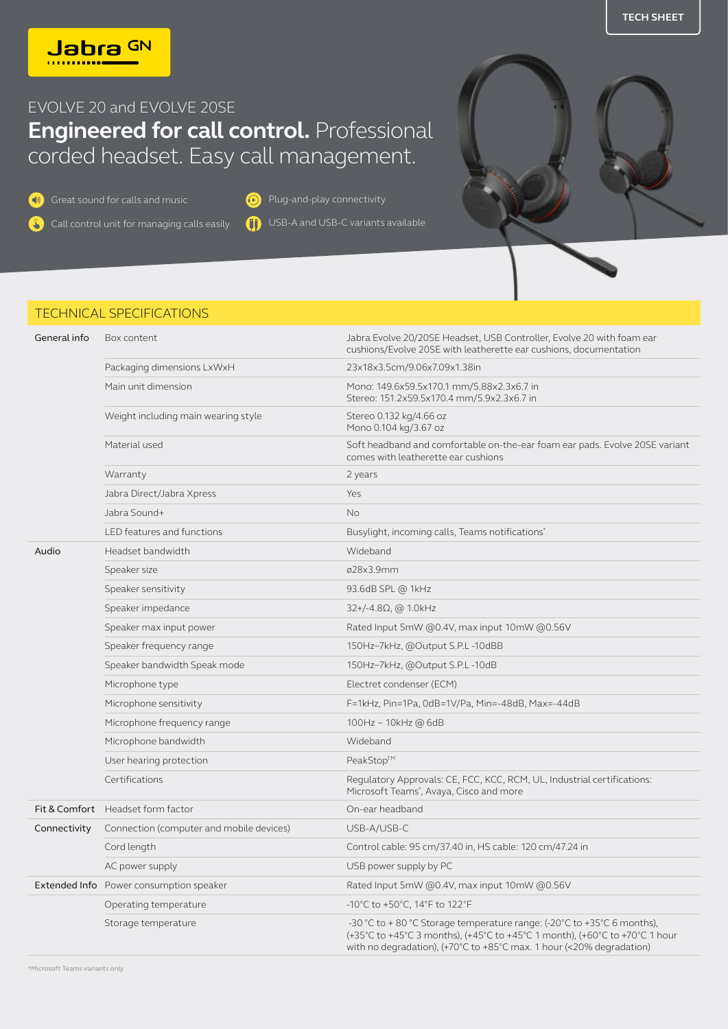TECH SHEET

Jabra GN

EVOLVE 20 and EVOLVE 20SE

# **Engineered for call control.** Professional corded headset. Easy call management.

- Great sound for calls and music
- Call control unit for managing calls easily
- Plug-and-play connectivity
- USB-A and USB-C variants available

## TECHNICAL SPECIFICATIONS

| | | |
|---|---|---|
| General info | Box content | Jabra Evolve 20/20SE Headset, USB Controller, Evolve 20 with foam ear cushions/Evolve 20SE with leatherette ear cushions, documentation |
| | Packaging dimensions LxWxH | 23x18x3.5cm/9.06x7.09x1.38in |
| | Main unit dimension | Mono: 149.6x59.5x170.1 mm/5.88x2.3x6.7 in<br>Stereo: 151.2x59.5x170.4 mm/5.9x2.3x6.7 in |
| | Weight including main wearing style | Stereo 0.132 kg/4.66 oz<br>Mono 0.104 kg/3.67 oz |
| | Material used | Soft headband and comfortable on-the-ear foam ear pads. Evolve 20SE variant comes with leatherette ear cushions |
| | Warranty | 2 years |
| | Jabra Direct/Jabra Xpress | Yes |
| | Jabra Sound+ | No |
| | LED features and functions | Busylight, incoming calls, Teams notifications* |
| Audio | Headset bandwidth | Wideband |
| | Speaker size | ø28x3.9mm |
| | Speaker sensitivity | 93.6dB SPL @ 1kHz |
| | Speaker impedance | 32+/-4.8Ω, @ 1.0kHz |
| | Speaker max input power | Rated Input 5mW @0.4V, max input 10mW @0.56V |
| | Speaker frequency range | 150Hz~7kHz, @Output S.P.L -10dBB |
| | Speaker bandwidth Speak mode | 150Hz~7kHz, @Output S.P.L -10dB |
| | Microphone type | Electret condenser (ECM) |
| | Microphone sensitivity | F=1kHz, Pin=1Pa, 0dB=1V/Pa, Min=-48dB, Max=-44dB |
| | Microphone frequency range | 100Hz ~ 10kHz @ 6dB |
| | Microphone bandwidth | Wideband |
| | User hearing protection | PeakStop™ |
| | Certifications | Regulatory Approvals: CE, FCC, KCC, RCM, UL, Industrial certifications: Microsoft Teams*, Avaya, Cisco and more |
| Fit & Comfort | Headset form factor | On-ear headband |
| Connectivity | Connection (computer and mobile devices) | USB-A/USB-C |
| | Cord length | Control cable: 95 cm/37.40 in, HS cable: 120 cm/47.24 in |
| | AC power supply | USB power supply by PC |
| Extended Info | Power consumption speaker | Rated Input 5mW @0.4V, max input 10mW @0.56V |
| | Operating temperature | -10°C to +50°C, 14°F to 122°F |
| | Storage temperature | -30 °C to + 80 °C Storage temperature range: (-20°C to +35°C 6 months), (+35°C to +45°C 3 months), (+45°C to +45°C 1 month), (+60°C to +70°C 1 hour with no degradation), (+70°C to +85°C max. 1 hour (<20% degradation) |

*Microsoft Teams variants only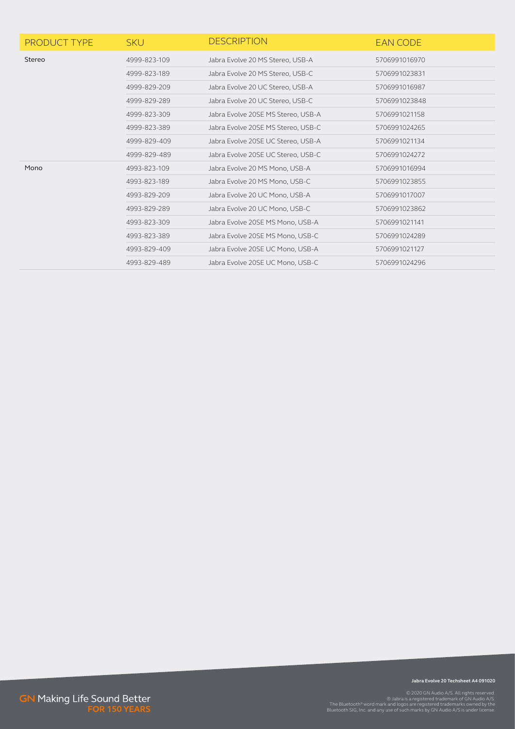| PRODUCT TYPE | SKU | DESCRIPTION | EAN CODE |
|---|---|---|---|
| Stereo | 4999-823-109 | Jabra Evolve 20 MS Stereo, USB-A | 5706991016970 |
| | 4999-823-189 | Jabra Evolve 20 MS Stereo, USB-C | 5706991023831 |
| | 4999-829-209 | Jabra Evolve 20 UC Stereo, USB-A | 5706991016987 |
| | 4999-829-289 | Jabra Evolve 20 UC Stereo, USB-C | 5706991023848 |
| | 4999-823-309 | Jabra Evolve 20SE MS Stereo, USB-A | 5706991021158 |
| | 4999-823-389 | Jabra Evolve 20SE MS Stereo, USB-C | 5706991024265 |
| | 4999-829-409 | Jabra Evolve 20SE UC Stereo, USB-A | 5706991021134 |
| | 4999-829-489 | Jabra Evolve 20SE UC Stereo, USB-C | 5706991024272 |
| Mono | 4993-823-109 | Jabra Evolve 20 MS Mono, USB-A | 5706991016994 |
| | 4993-823-189 | Jabra Evolve 20 MS Mono, USB-C | 5706991023855 |
| | 4993-829-209 | Jabra Evolve 20 UC Mono, USB-A | 5706991017007 |
| | 4993-829-289 | Jabra Evolve 20 UC Mono, USB-C | 5706991023862 |
| | 4993-823-309 | Jabra Evolve 20SE MS Mono, USB-A | 5706991021141 |
| | 4993-823-389 | Jabra Evolve 20SE MS Mono, USB-C | 5706991024289 |
| | 4993-829-409 | Jabra Evolve 20SE UC Mono, USB-A | 5706991021127 |
| | 4993-829-489 | Jabra Evolve 20SE UC Mono, USB-C | 5706991024296 |

GN Making Life Sound Better
FOR 150 YEARS

**Jabra Evolve 20 Techsheet A4 091020**

© 2020 GN Audio A/S. All rights reserved.
® Jabra is a registered trademark of GN Audio A/S.
The Bluetooth® word mark and logos are registered trademarks owned by the Bluetooth SIG, Inc. and any use of such marks by GN Audio A/S is under license.